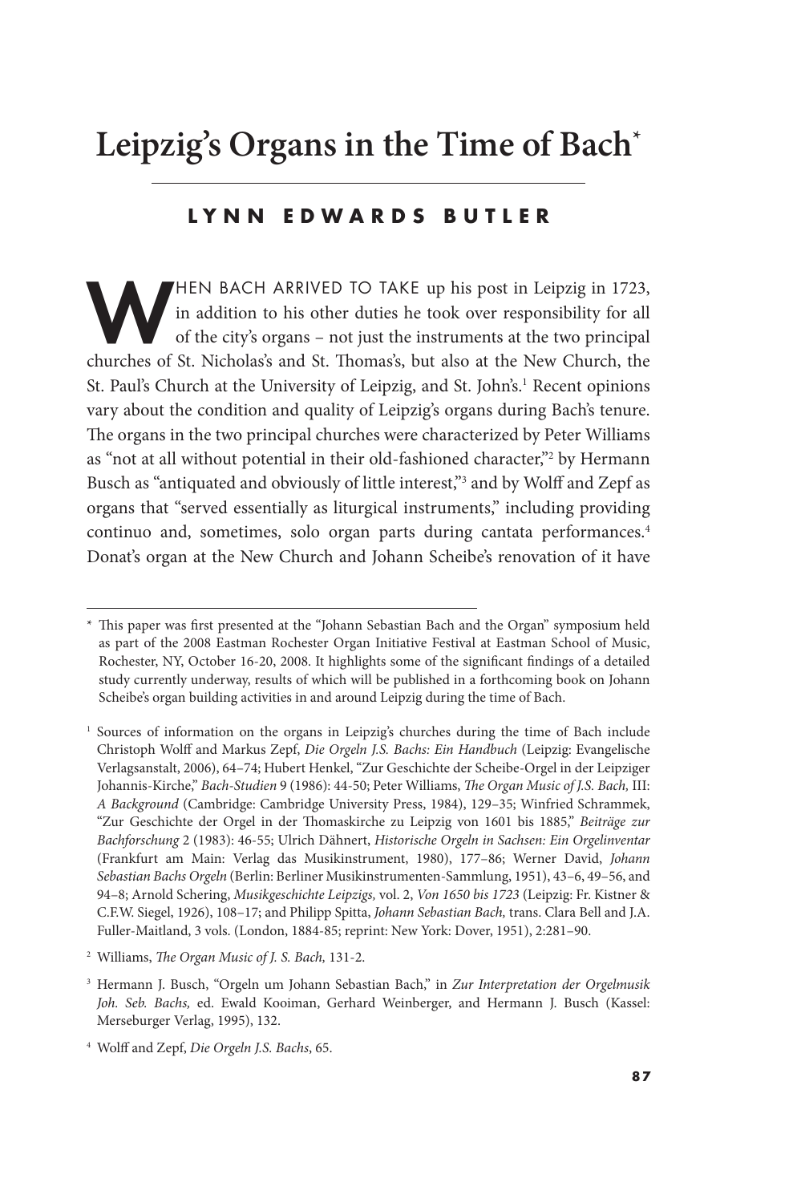# Leipzig's Organs in the Time of Bach*

**LYNN EDWARDS BUTLER**

WHEN BACH ARRIVED TO TAKE up his post in Leipzig in 1723, in addition to his other duties he took over responsibility for all of the city's organs – not just the instruments at the two principal churches of St. Nicholas's and St. Thomas's, but also at the New Church, the St. Paul's Church at the University of Leipzig, and St. John's.[1] Recent opinions vary about the condition and quality of Leipzig's organs during Bach's tenure. The organs in the two principal churches were characterized by Peter Williams as "not at all without potential in their old-fashioned character,"[2] by Hermann Busch as "antiquated and obviously of little interest,"[3] and by Wolff and Zepf as organs that "served essentially as liturgical instruments," including providing continuo and, sometimes, solo organ parts during cantata performances.[4] Donat's organ at the New Church and Johann Scheibe's renovation of it have

---

\* This paper was first presented at the "Johann Sebastian Bach and the Organ" symposium held as part of the 2008 Eastman Rochester Organ Initiative Festival at Eastman School of Music, Rochester, NY, October 16-20, 2008. It highlights some of the significant findings of a detailed study currently underway, results of which will be published in a forthcoming book on Johann Scheibe's organ building activities in and around Leipzig during the time of Bach.

[1] Sources of information on the organs in Leipzig's churches during the time of Bach include Christoph Wolff and Markus Zepf, *Die Orgeln J.S. Bachs: Ein Handbuch* (Leipzig: Evangelische Verlagsanstalt, 2006), 64–74; Hubert Henkel, "Zur Geschichte der Scheibe-Orgel in der Leipziger Johannis-Kirche," *Bach-Studien* 9 (1986): 44-50; Peter Williams, *The Organ Music of J.S. Bach,* III: *A Background* (Cambridge: Cambridge University Press, 1984), 129–35; Winfried Schrammek, "Zur Geschichte der Orgel in der Thomaskirche zu Leipzig von 1601 bis 1885," *Beiträge zur Bachforschung* 2 (1983): 46-55; Ulrich Dähnert, *Historische Orgeln in Sachsen: Ein Orgelinventar* (Frankfurt am Main: Verlag das Musikinstrument, 1980), 177–86; Werner David, *Johann Sebastian Bachs Orgeln* (Berlin: Berliner Musikinstrumenten-Sammlung, 1951), 43–6, 49–56, and 94–8; Arnold Schering, *Musikgeschichte Leipzigs,* vol. 2, *Von 1650 bis 1723* (Leipzig: Fr. Kistner & C.F.W. Siegel, 1926), 108–17; and Philipp Spitta, *Johann Sebastian Bach,* trans. Clara Bell and J.A. Fuller-Maitland, 3 vols. (London, 1884-85; reprint: New York: Dover, 1951), 2:281–90.

[2] Williams, *The Organ Music of J. S. Bach,* 131-2.

[3] Hermann J. Busch, "Orgeln um Johann Sebastian Bach," in *Zur Interpretation der Orgelmusik Joh. Seb. Bachs,* ed. Ewald Kooiman, Gerhard Weinberger, and Hermann J. Busch (Kassel: Merseburger Verlag, 1995), 132.

[4] Wolff and Zepf, *Die Orgeln J.S. Bachs*, 65.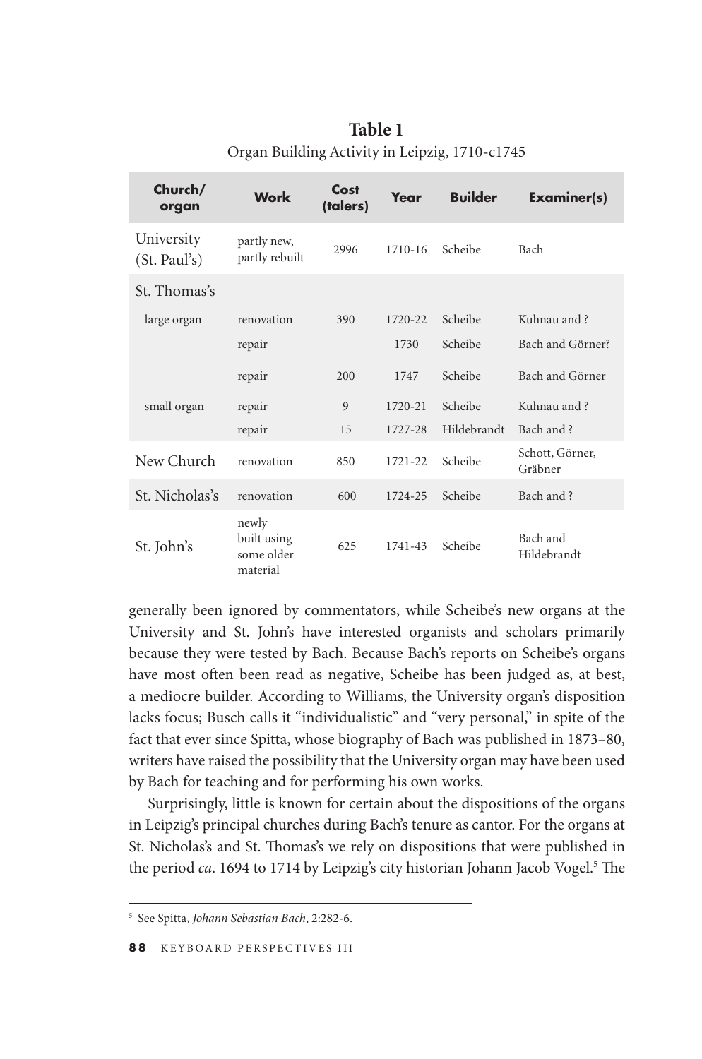**Table 1**
Organ Building Activity in Leipzig, 1710-c1745

| Church/ organ | Work | Cost (talers) | Year | Builder | Examiner(s) |
|---|---|---|---|---|---|
| University (St. Paul's) | partly new, partly rebuilt | 2996 | 1710-16 | Scheibe | Bach |
| St. Thomas's | | | | | |
| large organ | renovation | 390 | 1720-22 | Scheibe | Kuhnau and ? |
| | repair | | 1730 | Scheibe | Bach and Görner? |
| | repair | 200 | 1747 | Scheibe | Bach and Görner |
| small organ | repair | 9 | 1720-21 | Scheibe | Kuhnau and ? |
| | repair | 15 | 1727-28 | Hildebrandt | Bach and ? |
| New Church | renovation | 850 | 1721-22 | Scheibe | Schott, Görner, Gräbner |
| St. Nicholas's | renovation | 600 | 1724-25 | Scheibe | Bach and ? |
| St. John's | newly built using some older material | 625 | 1741-43 | Scheibe | Bach and Hildebrandt |

generally been ignored by commentators, while Scheibe's new organs at the University and St. John's have interested organists and scholars primarily because they were tested by Bach. Because Bach's reports on Scheibe's organs have most often been read as negative, Scheibe has been judged as, at best, a mediocre builder. According to Williams, the University organ's disposition lacks focus; Busch calls it "individualistic" and "very personal," in spite of the fact that ever since Spitta, whose biography of Bach was published in 1873–80, writers have raised the possibility that the University organ may have been used by Bach for teaching and for performing his own works.

Surprisingly, little is known for certain about the dispositions of the organs in Leipzig's principal churches during Bach's tenure as cantor. For the organs at St. Nicholas's and St. Thomas's we rely on dispositions that were published in the period *ca*. 1694 to 1714 by Leipzig's city historian Johann Jacob Vogel.[5] The

[5] See Spitta, *Johann Sebastian Bach*, 2:282-6.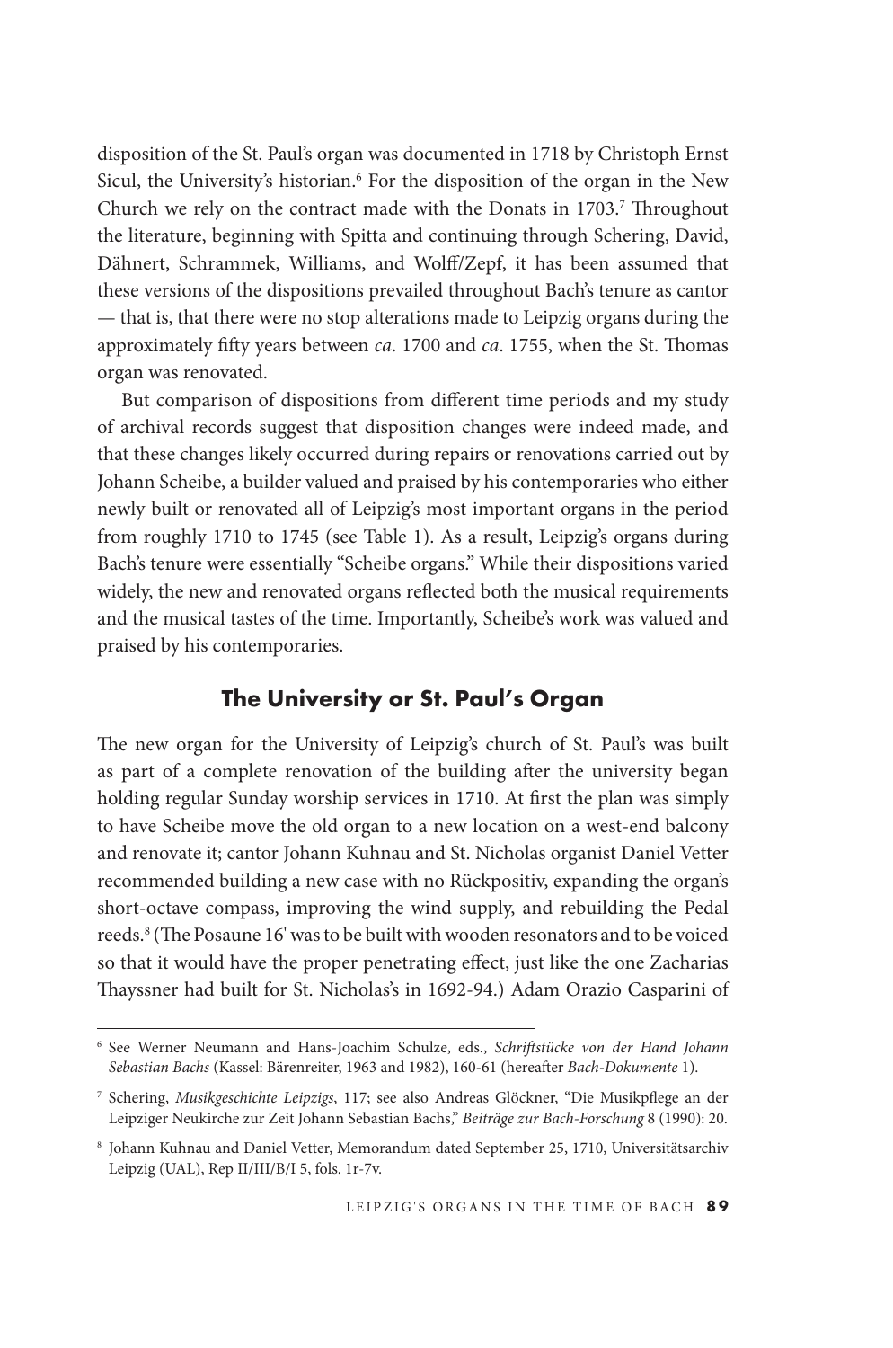disposition of the St. Paul's organ was documented in 1718 by Christoph Ernst Sicul, the University's historian.[6] For the disposition of the organ in the New Church we rely on the contract made with the Donats in 1703.[7] Throughout the literature, beginning with Spitta and continuing through Schering, David, Dähnert, Schrammek, Williams, and Wolff/Zepf, it has been assumed that these versions of the dispositions prevailed throughout Bach's tenure as cantor — that is, that there were no stop alterations made to Leipzig organs during the approximately fifty years between *ca*. 1700 and *ca*. 1755, when the St. Thomas organ was renovated.

But comparison of dispositions from different time periods and my study of archival records suggest that disposition changes were indeed made, and that these changes likely occurred during repairs or renovations carried out by Johann Scheibe, a builder valued and praised by his contemporaries who either newly built or renovated all of Leipzig's most important organs in the period from roughly 1710 to 1745 (see Table 1). As a result, Leipzig's organs during Bach's tenure were essentially "Scheibe organs." While their dispositions varied widely, the new and renovated organs reflected both the musical requirements and the musical tastes of the time. Importantly, Scheibe's work was valued and praised by his contemporaries.

## The University or St. Paul's Organ

The new organ for the University of Leipzig's church of St. Paul's was built as part of a complete renovation of the building after the university began holding regular Sunday worship services in 1710. At first the plan was simply to have Scheibe move the old organ to a new location on a west-end balcony and renovate it; cantor Johann Kuhnau and St. Nicholas organist Daniel Vetter recommended building a new case with no Rückpositiv, expanding the organ's short-octave compass, improving the wind supply, and rebuilding the Pedal reeds.[8] (The Posaune 16' was to be built with wooden resonators and to be voiced so that it would have the proper penetrating effect, just like the one Zacharias Thayssner had built for St. Nicholas's in 1692-94.) Adam Orazio Casparini of

---

[6] See Werner Neumann and Hans-Joachim Schulze, eds., *Schriftstücke von der Hand Johann Sebastian Bachs* (Kassel: Bärenreiter, 1963 and 1982), 160-61 (hereafter *Bach-Dokumente* 1).

[7] Schering, *Musikgeschichte Leipzigs*, 117; see also Andreas Glöckner, "Die Musikpflege an der Leipziger Neukirche zur Zeit Johann Sebastian Bachs," *Beiträge zur Bach-Forschung* 8 (1990): 20.

[8] Johann Kuhnau and Daniel Vetter, Memorandum dated September 25, 1710, Universitätsarchiv Leipzig (UAL), Rep II/III/B/I 5, fols. 1r-7v.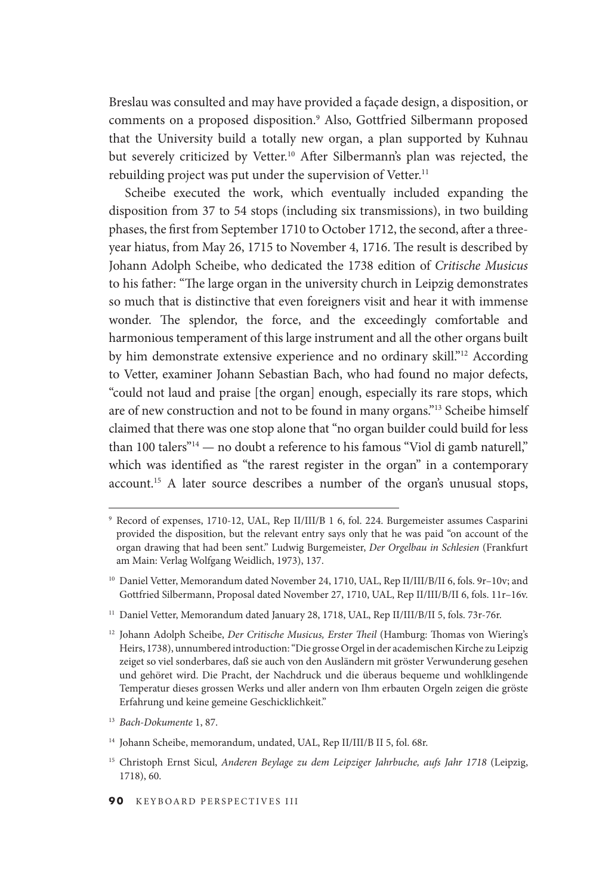Breslau was consulted and may have provided a façade design, a disposition, or comments on a proposed disposition.[9] Also, Gottfried Silbermann proposed that the University build a totally new organ, a plan supported by Kuhnau but severely criticized by Vetter.[10] After Silbermann's plan was rejected, the rebuilding project was put under the supervision of Vetter.[11]

Scheibe executed the work, which eventually included expanding the disposition from 37 to 54 stops (including six transmissions), in two building phases, the first from September 1710 to October 1712, the second, after a three-year hiatus, from May 26, 1715 to November 4, 1716. The result is described by Johann Adolph Scheibe, who dedicated the 1738 edition of *Critische Musicus* to his father: "The large organ in the university church in Leipzig demonstrates so much that is distinctive that even foreigners visit and hear it with immense wonder. The splendor, the force, and the exceedingly comfortable and harmonious temperament of this large instrument and all the other organs built by him demonstrate extensive experience and no ordinary skill."[12] According to Vetter, examiner Johann Sebastian Bach, who had found no major defects, "could not laud and praise [the organ] enough, especially its rare stops, which are of new construction and not to be found in many organs."[13] Scheibe himself claimed that there was one stop alone that "no organ builder could build for less than 100 talers"[14] — no doubt a reference to his famous "Viol di gamb naturell," which was identified as "the rarest register in the organ" in a contemporary account.[15] A later source describes a number of the organ's unusual stops,

---

[9] Record of expenses, 1710-12, UAL, Rep II/III/B 1 6, fol. 224. Burgemeister assumes Casparini provided the disposition, but the relevant entry says only that he was paid "on account of the organ drawing that had been sent." Ludwig Burgemeister, *Der Orgelbau in Schlesien* (Frankfurt am Main: Verlag Wolfgang Weidlich, 1973), 137.

[10] Daniel Vetter, Memorandum dated November 24, 1710, UAL, Rep II/III/B/II 6, fols. 9r–10v; and Gottfried Silbermann, Proposal dated November 27, 1710, UAL, Rep II/III/B/II 6, fols. 11r–16v.

[11] Daniel Vetter, Memorandum dated January 28, 1718, UAL, Rep II/III/B/II 5, fols. 73r-76r.

[12] Johann Adolph Scheibe, *Der Critische Musicus, Erster Theil* (Hamburg: Thomas von Wiering's Heirs, 1738), unnumbered introduction: "Die grosse Orgel in der academischen Kirche zu Leipzig zeiget so viel sonderbares, daß sie auch von den Ausländern mit gröster Verwunderung gesehen und gehöret wird. Die Pracht, der Nachdruck und die überaus bequeme und wohlklingende Temperatur dieses grossen Werks und aller andern von Ihm erbauten Orgeln zeigen die gröste Erfahrung und keine gemeine Geschicklichkeit."

[13] *Bach-Dokumente* 1, 87.

[14] Johann Scheibe, memorandum, undated, UAL, Rep II/III/B II 5, fol. 68r.

[15] Christoph Ernst Sicul, *Anderen Beylage zu dem Leipziger Jahrbuche, aufs Jahr 1718* (Leipzig, 1718), 60.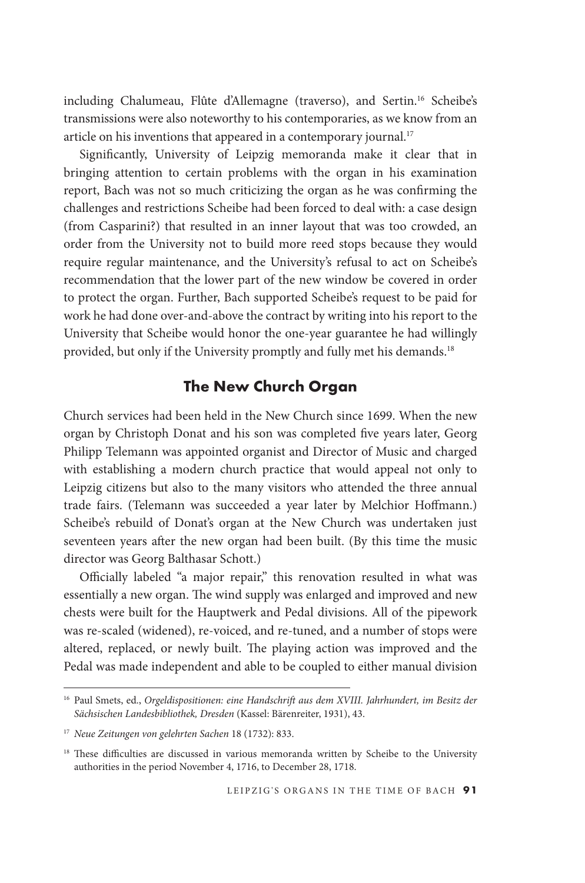including Chalumeau, Flûte d'Allemagne (traverso), and Sertin.[16] Scheibe's transmissions were also noteworthy to his contemporaries, as we know from an article on his inventions that appeared in a contemporary journal.[17]

Significantly, University of Leipzig memoranda make it clear that in bringing attention to certain problems with the organ in his examination report, Bach was not so much criticizing the organ as he was confirming the challenges and restrictions Scheibe had been forced to deal with: a case design (from Casparini?) that resulted in an inner layout that was too crowded, an order from the University not to build more reed stops because they would require regular maintenance, and the University's refusal to act on Scheibe's recommendation that the lower part of the new window be covered in order to protect the organ. Further, Bach supported Scheibe's request to be paid for work he had done over-and-above the contract by writing into his report to the University that Scheibe would honor the one-year guarantee he had willingly provided, but only if the University promptly and fully met his demands.[18]

## The New Church Organ

Church services had been held in the New Church since 1699. When the new organ by Christoph Donat and his son was completed five years later, Georg Philipp Telemann was appointed organist and Director of Music and charged with establishing a modern church practice that would appeal not only to Leipzig citizens but also to the many visitors who attended the three annual trade fairs. (Telemann was succeeded a year later by Melchior Hoffmann.) Scheibe's rebuild of Donat's organ at the New Church was undertaken just seventeen years after the new organ had been built. (By this time the music director was Georg Balthasar Schott.)

Officially labeled "a major repair," this renovation resulted in what was essentially a new organ. The wind supply was enlarged and improved and new chests were built for the Hauptwerk and Pedal divisions. All of the pipework was re-scaled (widened), re-voiced, and re-tuned, and a number of stops were altered, replaced, or newly built. The playing action was improved and the Pedal was made independent and able to be coupled to either manual division

---

[16] Paul Smets, ed., *Orgeldispositionen: eine Handschrift aus dem XVIII. Jahrhundert, im Besitz der Sächsischen Landesbibliothek, Dresden* (Kassel: Bärenreiter, 1931), 43.

[17] *Neue Zeitungen von gelehrten Sachen* 18 (1732): 833.

[18] These difficulties are discussed in various memoranda written by Scheibe to the University authorities in the period November 4, 1716, to December 28, 1718.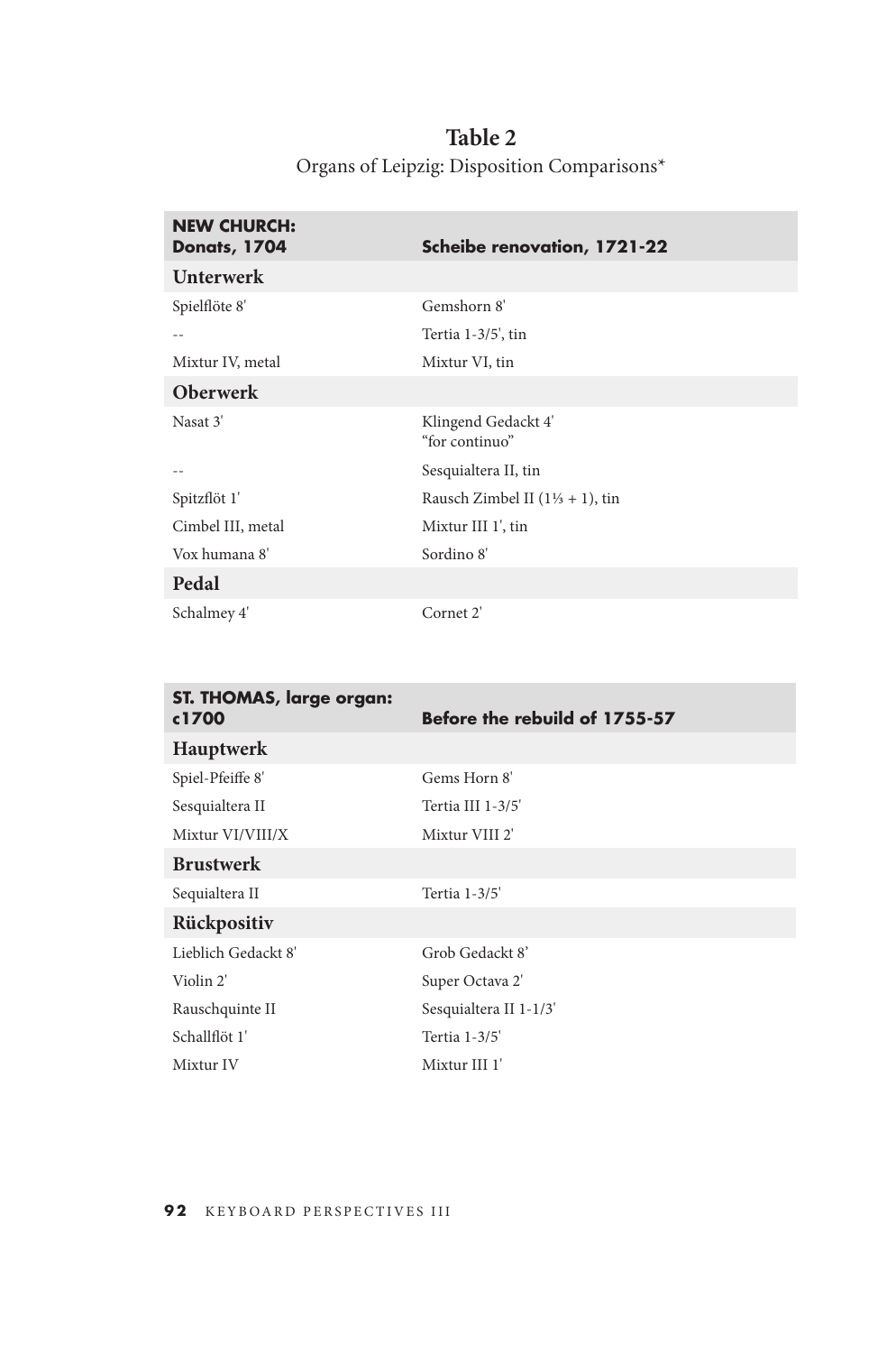## Table 2

Organs of Leipzig: Disposition Comparisons*

| NEW CHURCH: Donats, 1704 | Scheibe renovation, 1721-22 |
|---|---|
| **Unterwerk** | |
| Spielflöte 8' | Gemshorn 8' |
| -- | Tertia 1-3/5', tin |
| Mixtur IV, metal | Mixtur VI, tin |
| **Oberwerk** | |
| Nasat 3' | Klingend Gedackt 4' "for continuo" |
| -- | Sesquialtera II, tin |
| Spitzflöt 1' | Rausch Zimbel II (1⅓ + 1), tin |
| Cimbel III, metal | Mixtur III 1', tin |
| Vox humana 8' | Sordino 8' |
| **Pedal** | |
| Schalmey 4' | Cornet 2' |

| ST. THOMAS, large organ: c1700 | Before the rebuild of 1755-57 |
|---|---|
| **Hauptwerk** | |
| Spiel-Pfeiffe 8' | Gems Horn 8' |
| Sesquialtera II | Tertia III 1-3/5' |
| Mixtur VI/VIII/X | Mixtur VIII 2' |
| **Brustwerk** | |
| Sequialtera II | Tertia 1-3/5' |
| **Rückpositiv** | |
| Lieblich Gedackt 8' | Grob Gedackt 8' |
| Violin 2' | Super Octava 2' |
| Rauschquinte II | Sesquialtera II 1-1/3' |
| Schallflöt 1' | Tertia 1-3/5' |
| Mixtur IV | Mixtur III 1' |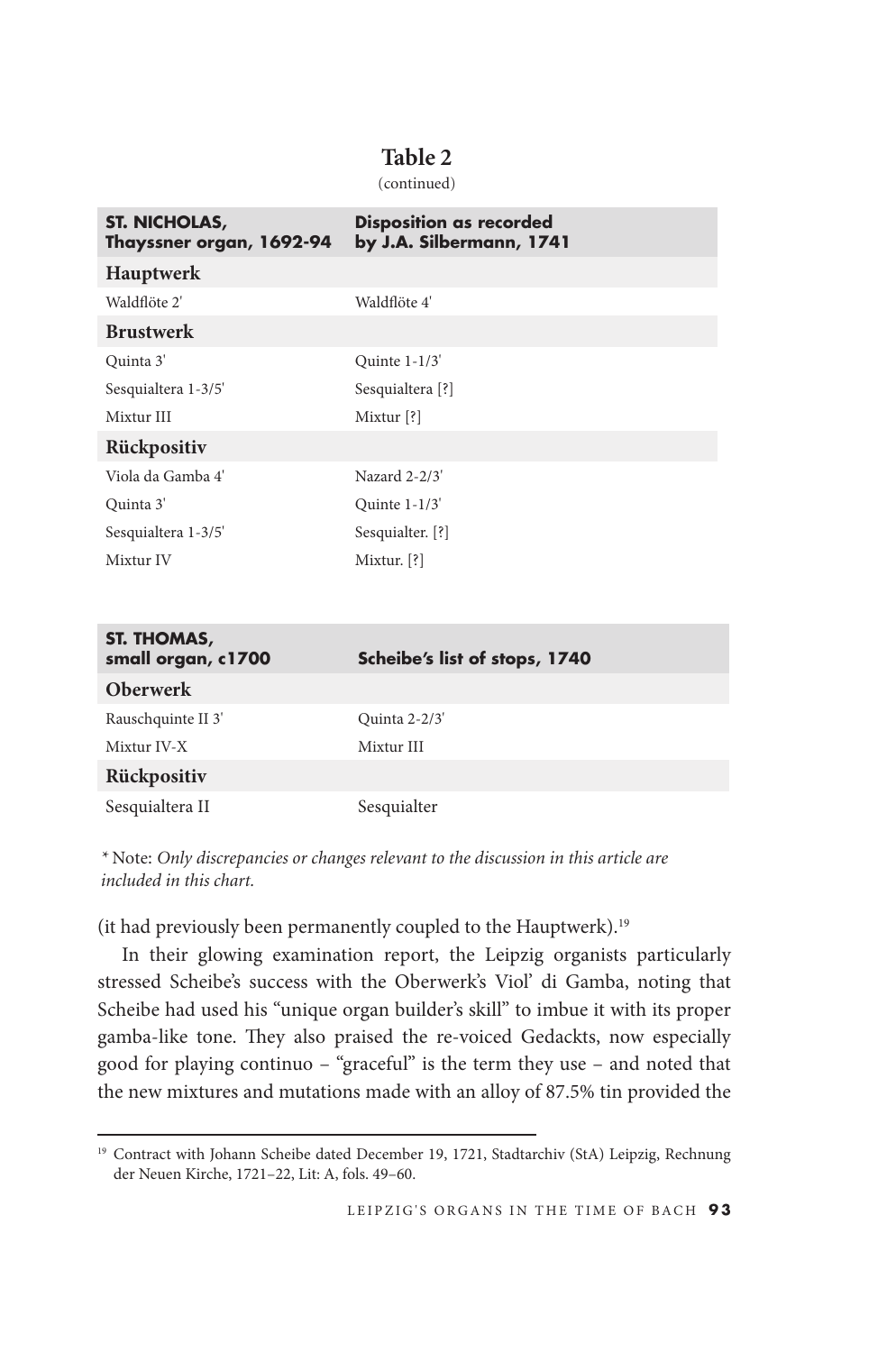**Table 2**

(continued)

| ST. NICHOLAS, Thayssner organ, 1692-94 | Disposition as recorded by J.A. Silbermann, 1741 |
|---|---|
| **Hauptwerk** | |
| Waldflöte 2' | Waldflöte 4' |
| **Brustwerk** | |
| Quinta 3' | Quinte 1-1/3' |
| Sesquialtera 1-3/5' | Sesquialtera [?] |
| Mixtur III | Mixtur [?] |
| **Rückpositiv** | |
| Viola da Gamba 4' | Nazard 2-2/3' |
| Quinta 3' | Quinte 1-1/3' |
| Sesquialtera 1-3/5' | Sesquialter. [?] |
| Mixtur IV | Mixtur. [?] |

| ST. THOMAS, small organ, c1700 | Scheibe's list of stops, 1740 |
|---|---|
| **Oberwerk** | |
| Rauschquinte II 3' | Quinta 2-2/3' |
| Mixtur IV-X | Mixtur III |
| **Rückpositiv** | |
| Sesquialtera II | Sesquialter |

\* Note: *Only discrepancies or changes relevant to the discussion in this article are included in this chart.*

(it had previously been permanently coupled to the Hauptwerk).[19]

In their glowing examination report, the Leipzig organists particularly stressed Scheibe's success with the Oberwerk's Viol' di Gamba, noting that Scheibe had used his "unique organ builder's skill" to imbue it with its proper gamba-like tone. They also praised the re-voiced Gedackts, now especially good for playing continuo – "graceful" is the term they use – and noted that the new mixtures and mutations made with an alloy of 87.5% tin provided the

[19] Contract with Johann Scheibe dated December 19, 1721, Stadtarchiv (StA) Leipzig, Rechnung der Neuen Kirche, 1721–22, Lit: A, fols. 49–60.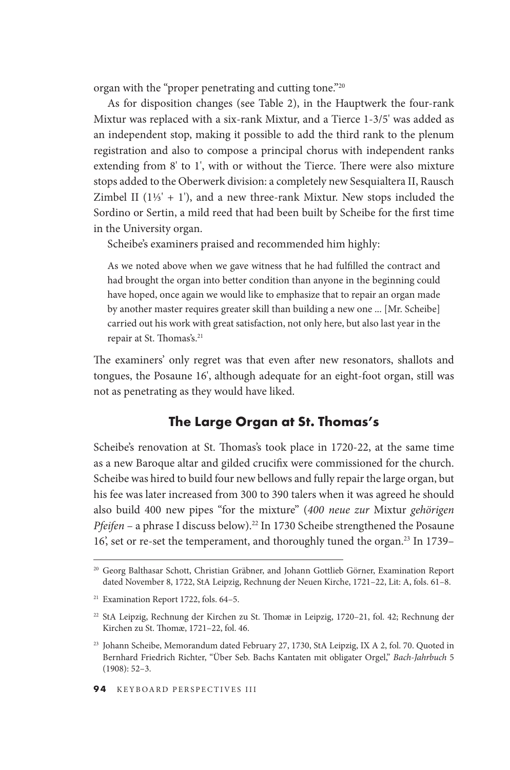organ with the "proper penetrating and cutting tone."[20]

As for disposition changes (see Table 2), in the Hauptwerk the four-rank Mixtur was replaced with a six-rank Mixtur, and a Tierce 1-3/5' was added as an independent stop, making it possible to add the third rank to the plenum registration and also to compose a principal chorus with independent ranks extending from 8' to 1', with or without the Tierce. There were also mixture stops added to the Oberwerk division: a completely new Sesquialtera II, Rausch Zimbel II (1⅓' + 1'), and a new three-rank Mixtur. New stops included the Sordino or Sertin, a mild reed that had been built by Scheibe for the first time in the University organ.

Scheibe's examiners praised and recommended him highly:

> As we noted above when we gave witness that he had fulfilled the contract and had brought the organ into better condition than anyone in the beginning could have hoped, once again we would like to emphasize that to repair an organ made by another master requires greater skill than building a new one ... [Mr. Scheibe] carried out his work with great satisfaction, not only here, but also last year in the repair at St. Thomas's.[21]

The examiners' only regret was that even after new resonators, shallots and tongues, the Posaune 16', although adequate for an eight-foot organ, still was not as penetrating as they would have liked.

## The Large Organ at St. Thomas's

Scheibe's renovation at St. Thomas's took place in 1720-22, at the same time as a new Baroque altar and gilded crucifix were commissioned for the church. Scheibe was hired to build four new bellows and fully repair the large organ, but his fee was later increased from 300 to 390 talers when it was agreed he should also build 400 new pipes "for the mixture" (*400 neue zur* Mixtur *gehörigen Pfeifen* – a phrase I discuss below).[22] In 1730 Scheibe strengthened the Posaune 16', set or re-set the temperament, and thoroughly tuned the organ.[23] In 1739–

---

[20] Georg Balthasar Schott, Christian Gräbner, and Johann Gottlieb Görner, Examination Report dated November 8, 1722, StA Leipzig, Rechnung der Neuen Kirche, 1721–22, Lit: A, fols. 61–8.

[21] Examination Report 1722, fols. 64–5.

[22] StA Leipzig, Rechnung der Kirchen zu St. Thomæ in Leipzig, 1720–21, fol. 42; Rechnung der Kirchen zu St. Thomæ, 1721–22, fol. 46.

[23] Johann Scheibe, Memorandum dated February 27, 1730, StA Leipzig, IX A 2, fol. 70. Quoted in Bernhard Friedrich Richter, "Über Seb. Bachs Kantaten mit obligater Orgel," *Bach-Jahrbuch* 5 (1908): 52–3.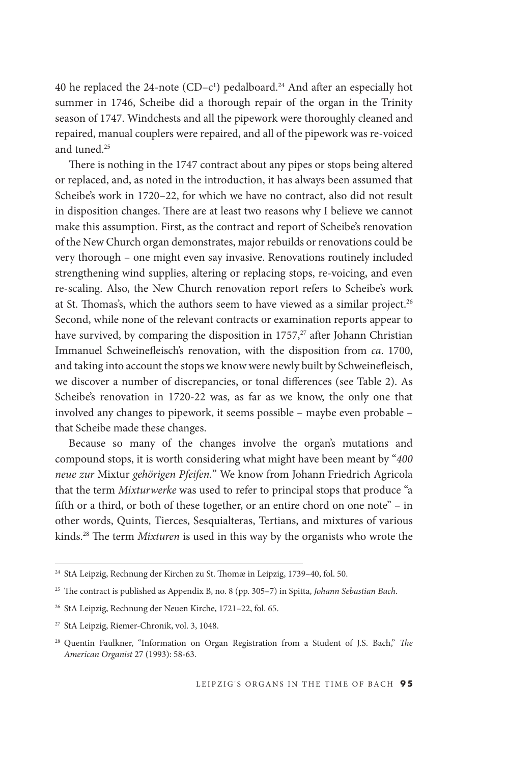40 he replaced the 24-note (CD–c¹) pedalboard.[24] And after an especially hot summer in 1746, Scheibe did a thorough repair of the organ in the Trinity season of 1747. Windchests and all the pipework were thoroughly cleaned and repaired, manual couplers were repaired, and all of the pipework was re-voiced and tuned.[25]

There is nothing in the 1747 contract about any pipes or stops being altered or replaced, and, as noted in the introduction, it has always been assumed that Scheibe's work in 1720–22, for which we have no contract, also did not result in disposition changes. There are at least two reasons why I believe we cannot make this assumption. First, as the contract and report of Scheibe's renovation of the New Church organ demonstrates, major rebuilds or renovations could be very thorough – one might even say invasive. Renovations routinely included strengthening wind supplies, altering or replacing stops, re-voicing, and even re-scaling. Also, the New Church renovation report refers to Scheibe's work at St. Thomas's, which the authors seem to have viewed as a similar project.[26] Second, while none of the relevant contracts or examination reports appear to have survived, by comparing the disposition in 1757,[27] after Johann Christian Immanuel Schweinefleisch's renovation, with the disposition from *ca.* 1700, and taking into account the stops we know were newly built by Schweinefleisch, we discover a number of discrepancies, or tonal differences (see Table 2). As Scheibe's renovation in 1720-22 was, as far as we know, the only one that involved any changes to pipework, it seems possible – maybe even probable – that Scheibe made these changes.

Because so many of the changes involve the organ's mutations and compound stops, it is worth considering what might have been meant by "*400 neue zur* Mixtur *gehörigen Pfeifen.*" We know from Johann Friedrich Agricola that the term *Mixturwerke* was used to refer to principal stops that produce "a fifth or a third, or both of these together, or an entire chord on one note" – in other words, Quints, Tierces, Sesquialteras, Tertians, and mixtures of various kinds.[28] The term *Mixturen* is used in this way by the organists who wrote the

---

[24] StA Leipzig, Rechnung der Kirchen zu St. Thomæ in Leipzig, 1739–40, fol. 50.

[25] The contract is published as Appendix B, no. 8 (pp. 305–7) in Spitta, *Johann Sebastian Bach*.

[26] StA Leipzig, Rechnung der Neuen Kirche, 1721–22, fol. 65.

[27] StA Leipzig, Riemer-Chronik, vol. 3, 1048.

[28] Quentin Faulkner, "Information on Organ Registration from a Student of J.S. Bach," *The American Organist* 27 (1993): 58-63.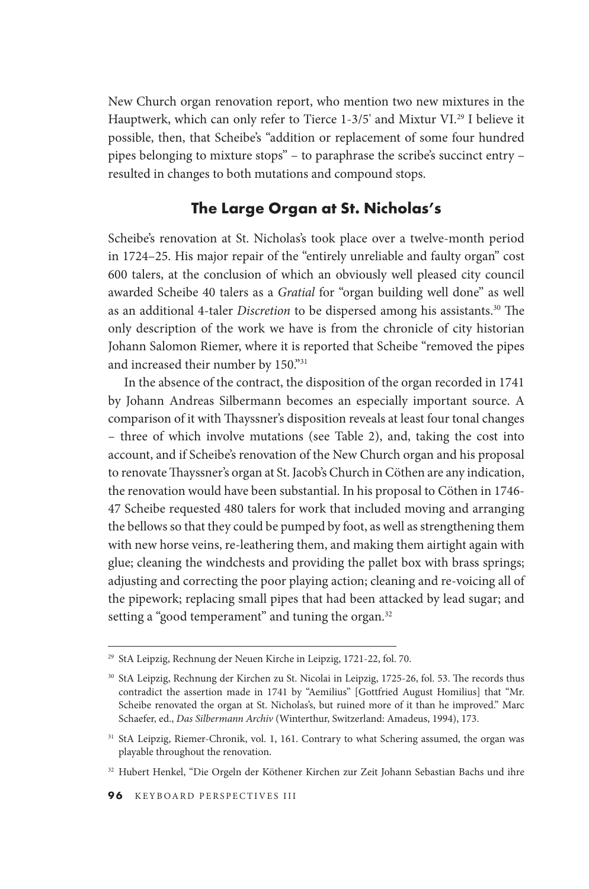New Church organ renovation report, who mention two new mixtures in the Hauptwerk, which can only refer to Tierce 1-3/5' and Mixtur VI.[29] I believe it possible, then, that Scheibe's "addition or replacement of some four hundred pipes belonging to mixture stops" – to paraphrase the scribe's succinct entry – resulted in changes to both mutations and compound stops.

## The Large Organ at St. Nicholas's

Scheibe's renovation at St. Nicholas's took place over a twelve-month period in 1724–25. His major repair of the "entirely unreliable and faulty organ" cost 600 talers, at the conclusion of which an obviously well pleased city council awarded Scheibe 40 talers as a *Gratial* for "organ building well done" as well as an additional 4-taler *Discretion* to be dispersed among his assistants.[30] The only description of the work we have is from the chronicle of city historian Johann Salomon Riemer, where it is reported that Scheibe "removed the pipes and increased their number by 150."[31]

In the absence of the contract, the disposition of the organ recorded in 1741 by Johann Andreas Silbermann becomes an especially important source. A comparison of it with Thayssner's disposition reveals at least four tonal changes – three of which involve mutations (see Table 2), and, taking the cost into account, and if Scheibe's renovation of the New Church organ and his proposal to renovate Thayssner's organ at St. Jacob's Church in Cöthen are any indication, the renovation would have been substantial. In his proposal to Cöthen in 1746-47 Scheibe requested 480 talers for work that included moving and arranging the bellows so that they could be pumped by foot, as well as strengthening them with new horse veins, re-leathering them, and making them airtight again with glue; cleaning the windchests and providing the pallet box with brass springs; adjusting and correcting the poor playing action; cleaning and re-voicing all of the pipework; replacing small pipes that had been attacked by lead sugar; and setting a "good temperament" and tuning the organ.[32]

---

[29] StA Leipzig, Rechnung der Neuen Kirche in Leipzig, 1721-22, fol. 70.

[30] StA Leipzig, Rechnung der Kirchen zu St. Nicolai in Leipzig, 1725-26, fol. 53. The records thus contradict the assertion made in 1741 by "Aemilius" [Gottfried August Homilius] that "Mr. Scheibe renovated the organ at St. Nicholas's, but ruined more of it than he improved." Marc Schaefer, ed., *Das Silbermann Archiv* (Winterthur, Switzerland: Amadeus, 1994), 173.

[31] StA Leipzig, Riemer-Chronik, vol. 1, 161. Contrary to what Schering assumed, the organ was playable throughout the renovation.

[32] Hubert Henkel, "Die Orgeln der Köthener Kirchen zur Zeit Johann Sebastian Bachs und ihre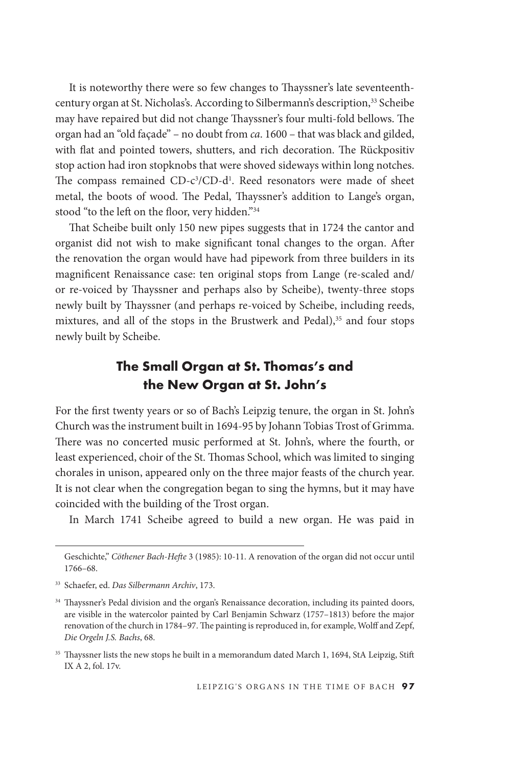It is noteworthy there were so few changes to Thayssner's late seventeenth-century organ at St. Nicholas's. According to Silbermann's description,[33] Scheibe may have repaired but did not change Thayssner's four multi-fold bellows. The organ had an "old façade" – no doubt from *ca*. 1600 – that was black and gilded, with flat and pointed towers, shutters, and rich decoration. The Rückpositiv stop action had iron stopknobs that were shoved sideways within long notches. The compass remained CD-$c^3$/CD-$d^1$. Reed resonators were made of sheet metal, the boots of wood. The Pedal, Thayssner's addition to Lange's organ, stood "to the left on the floor, very hidden."[34]

That Scheibe built only 150 new pipes suggests that in 1724 the cantor and organist did not wish to make significant tonal changes to the organ. After the renovation the organ would have had pipework from three builders in its magnificent Renaissance case: ten original stops from Lange (re-scaled and/or re-voiced by Thayssner and perhaps also by Scheibe), twenty-three stops newly built by Thayssner (and perhaps re-voiced by Scheibe, including reeds, mixtures, and all of the stops in the Brustwerk and Pedal),[35] and four stops newly built by Scheibe.

## The Small Organ at St. Thomas's and the New Organ at St. John's

For the first twenty years or so of Bach's Leipzig tenure, the organ in St. John's Church was the instrument built in 1694-95 by Johann Tobias Trost of Grimma. There was no concerted music performed at St. John's, where the fourth, or least experienced, choir of the St. Thomas School, which was limited to singing chorales in unison, appeared only on the three major feasts of the church year. It is not clear when the congregation began to sing the hymns, but it may have coincided with the building of the Trost organ.

In March 1741 Scheibe agreed to build a new organ. He was paid in

---

Geschichte," *Cöthener Bach-Hefte* 3 (1985): 10-11. A renovation of the organ did not occur until 1766–68.

[33] Schaefer, ed. *Das Silbermann Archiv*, 173.

[34] Thayssner's Pedal division and the organ's Renaissance decoration, including its painted doors, are visible in the watercolor painted by Carl Benjamin Schwarz (1757–1813) before the major renovation of the church in 1784–97. The painting is reproduced in, for example, Wolff and Zepf, *Die Orgeln J.S. Bachs*, 68.

[35] Thayssner lists the new stops he built in a memorandum dated March 1, 1694, StA Leipzig, Stift IX A 2, fol. 17v.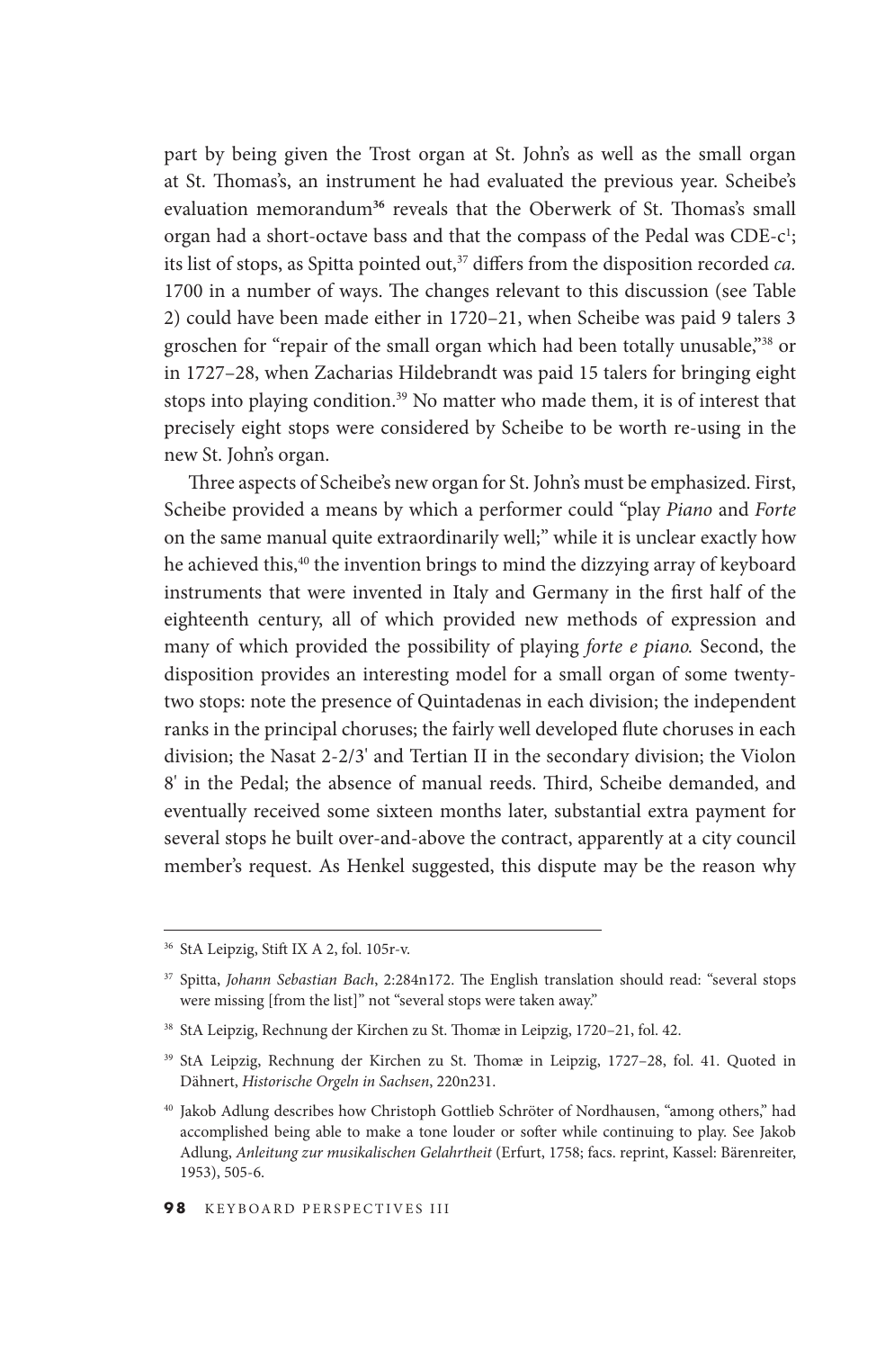part by being given the Trost organ at St. John's as well as the small organ at St. Thomas's, an instrument he had evaluated the previous year. Scheibe's evaluation memorandum[36] reveals that the Oberwerk of St. Thomas's small organ had a short-octave bass and that the compass of the Pedal was CDE-c$^1$; its list of stops, as Spitta pointed out,[37] differs from the disposition recorded *ca.* 1700 in a number of ways. The changes relevant to this discussion (see Table 2) could have been made either in 1720–21, when Scheibe was paid 9 talers 3 groschen for "repair of the small organ which had been totally unusable,"[38] or in 1727–28, when Zacharias Hildebrandt was paid 15 talers for bringing eight stops into playing condition.[39] No matter who made them, it is of interest that precisely eight stops were considered by Scheibe to be worth re-using in the new St. John's organ.

Three aspects of Scheibe's new organ for St. John's must be emphasized. First, Scheibe provided a means by which a performer could "play *Piano* and *Forte* on the same manual quite extraordinarily well;" while it is unclear exactly how he achieved this,[40] the invention brings to mind the dizzying array of keyboard instruments that were invented in Italy and Germany in the first half of the eighteenth century, all of which provided new methods of expression and many of which provided the possibility of playing *forte e piano.* Second, the disposition provides an interesting model for a small organ of some twenty-two stops: note the presence of Quintadenas in each division; the independent ranks in the principal choruses; the fairly well developed flute choruses in each division; the Nasat 2-2/3' and Tertian II in the secondary division; the Violon 8' in the Pedal; the absence of manual reeds. Third, Scheibe demanded, and eventually received some sixteen months later, substantial extra payment for several stops he built over-and-above the contract, apparently at a city council member's request. As Henkel suggested, this dispute may be the reason why

---

[36] StA Leipzig, Stift IX A 2, fol. 105r-v.

[37] Spitta, *Johann Sebastian Bach*, 2:284n172. The English translation should read: "several stops were missing [from the list]" not "several stops were taken away."

[38] StA Leipzig, Rechnung der Kirchen zu St. Thomæ in Leipzig, 1720–21, fol. 42.

[39] StA Leipzig, Rechnung der Kirchen zu St. Thomæ in Leipzig, 1727–28, fol. 41. Quoted in Dähnert, *Historische Orgeln in Sachsen*, 220n231.

[40] Jakob Adlung describes how Christoph Gottlieb Schröter of Nordhausen, "among others," had accomplished being able to make a tone louder or softer while continuing to play. See Jakob Adlung, *Anleitung zur musikalischen Gelahrtheit* (Erfurt, 1758; facs. reprint, Kassel: Bärenreiter, 1953), 505-6.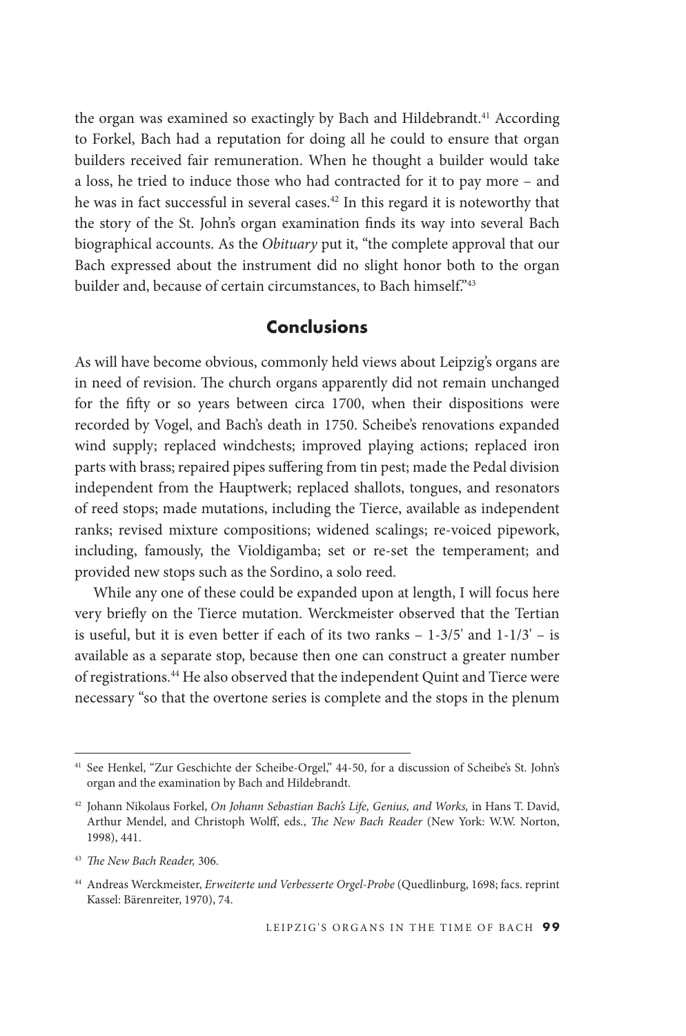the organ was examined so exactingly by Bach and Hildebrandt.[41] According to Forkel, Bach had a reputation for doing all he could to ensure that organ builders received fair remuneration. When he thought a builder would take a loss, he tried to induce those who had contracted for it to pay more – and he was in fact successful in several cases.[42] In this regard it is noteworthy that the story of the St. John's organ examination finds its way into several Bach biographical accounts. As the *Obituary* put it, "the complete approval that our Bach expressed about the instrument did no slight honor both to the organ builder and, because of certain circumstances, to Bach himself."[43]

## Conclusions

As will have become obvious, commonly held views about Leipzig's organs are in need of revision. The church organs apparently did not remain unchanged for the fifty or so years between circa 1700, when their dispositions were recorded by Vogel, and Bach's death in 1750. Scheibe's renovations expanded wind supply; replaced windchests; improved playing actions; replaced iron parts with brass; repaired pipes suffering from tin pest; made the Pedal division independent from the Hauptwerk; replaced shallots, tongues, and resonators of reed stops; made mutations, including the Tierce, available as independent ranks; revised mixture compositions; widened scalings; re-voiced pipework, including, famously, the Violdigamba; set or re-set the temperament; and provided new stops such as the Sordino, a solo reed.

While any one of these could be expanded upon at length, I will focus here very briefly on the Tierce mutation. Werckmeister observed that the Tertian is useful, but it is even better if each of its two ranks – 1-3/5' and 1-1/3' – is available as a separate stop, because then one can construct a greater number of registrations.[44] He also observed that the independent Quint and Tierce were necessary "so that the overtone series is complete and the stops in the plenum

---

[41] See Henkel, "Zur Geschichte der Scheibe-Orgel," 44-50, for a discussion of Scheibe's St. John's organ and the examination by Bach and Hildebrandt.

[42] Johann Nikolaus Forkel, *On Johann Sebastian Bach's Life, Genius, and Works,* in Hans T. David, Arthur Mendel, and Christoph Wolff, eds., *The New Bach Reader* (New York: W.W. Norton, 1998), 441.

[43] *The New Bach Reader,* 306.

[44] Andreas Werckmeister, *Erweiterte und Verbesserte Orgel-Probe* (Quedlinburg, 1698; facs. reprint Kassel: Bärenreiter, 1970), 74.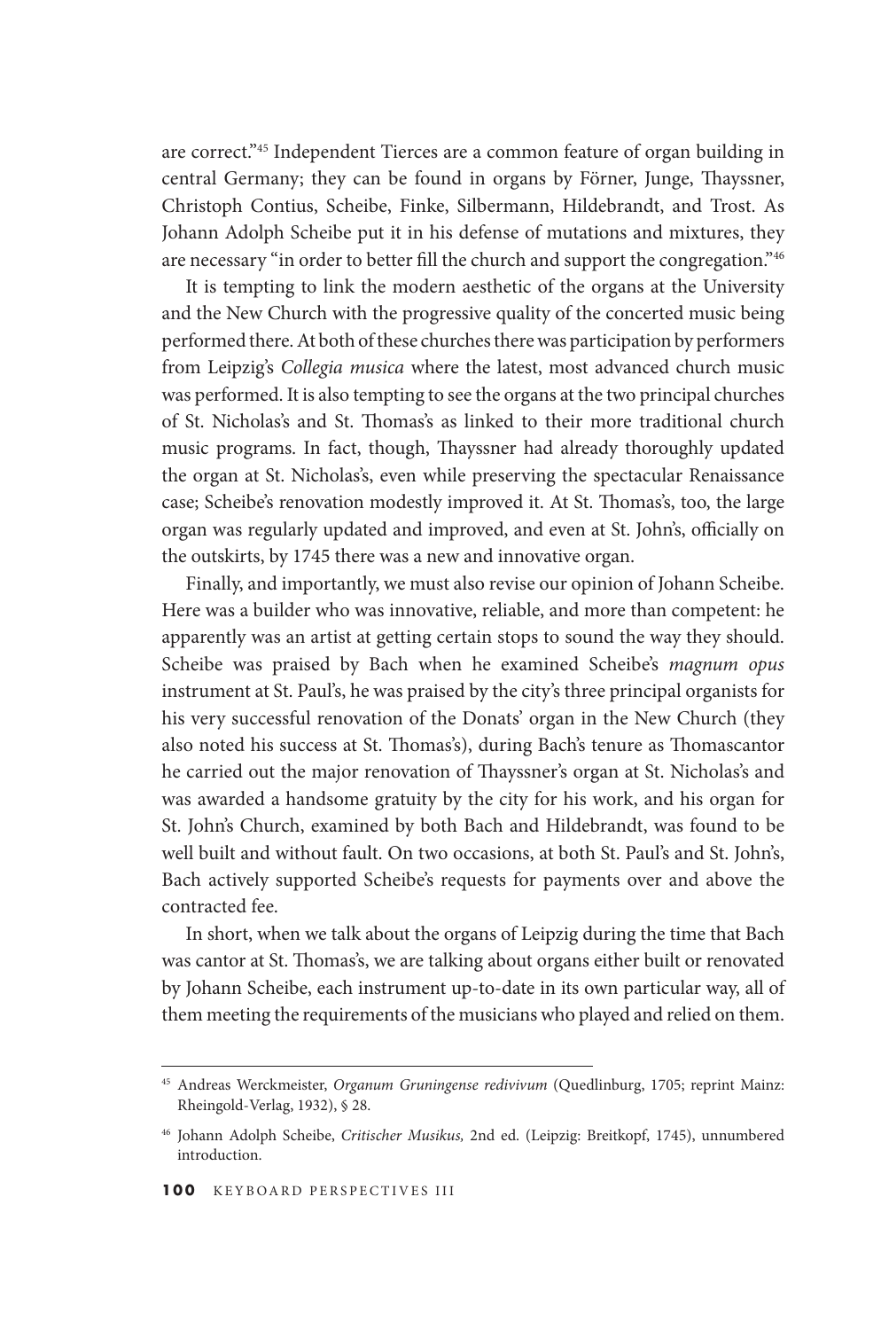are correct."[45] Independent Tierces are a common feature of organ building in central Germany; they can be found in organs by Förner, Junge, Thayssner, Christoph Contius, Scheibe, Finke, Silbermann, Hildebrandt, and Trost. As Johann Adolph Scheibe put it in his defense of mutations and mixtures, they are necessary "in order to better fill the church and support the congregation."[46]

It is tempting to link the modern aesthetic of the organs at the University and the New Church with the progressive quality of the concerted music being performed there. At both of these churches there was participation by performers from Leipzig's *Collegia musica* where the latest, most advanced church music was performed. It is also tempting to see the organs at the two principal churches of St. Nicholas's and St. Thomas's as linked to their more traditional church music programs. In fact, though, Thayssner had already thoroughly updated the organ at St. Nicholas's, even while preserving the spectacular Renaissance case; Scheibe's renovation modestly improved it. At St. Thomas's, too, the large organ was regularly updated and improved, and even at St. John's, officially on the outskirts, by 1745 there was a new and innovative organ.

Finally, and importantly, we must also revise our opinion of Johann Scheibe. Here was a builder who was innovative, reliable, and more than competent: he apparently was an artist at getting certain stops to sound the way they should. Scheibe was praised by Bach when he examined Scheibe's *magnum opus* instrument at St. Paul's, he was praised by the city's three principal organists for his very successful renovation of the Donats' organ in the New Church (they also noted his success at St. Thomas's), during Bach's tenure as Thomascantor he carried out the major renovation of Thayssner's organ at St. Nicholas's and was awarded a handsome gratuity by the city for his work, and his organ for St. John's Church, examined by both Bach and Hildebrandt, was found to be well built and without fault. On two occasions, at both St. Paul's and St. John's, Bach actively supported Scheibe's requests for payments over and above the contracted fee.

In short, when we talk about the organs of Leipzig during the time that Bach was cantor at St. Thomas's, we are talking about organs either built or renovated by Johann Scheibe, each instrument up-to-date in its own particular way, all of them meeting the requirements of the musicians who played and relied on them.

---

[45] Andreas Werckmeister, *Organum Gruningense redivivum* (Quedlinburg, 1705; reprint Mainz: Rheingold-Verlag, 1932), § 28.

[46] Johann Adolph Scheibe, *Critischer Musikus,* 2nd ed. (Leipzig: Breitkopf, 1745), unnumbered introduction.